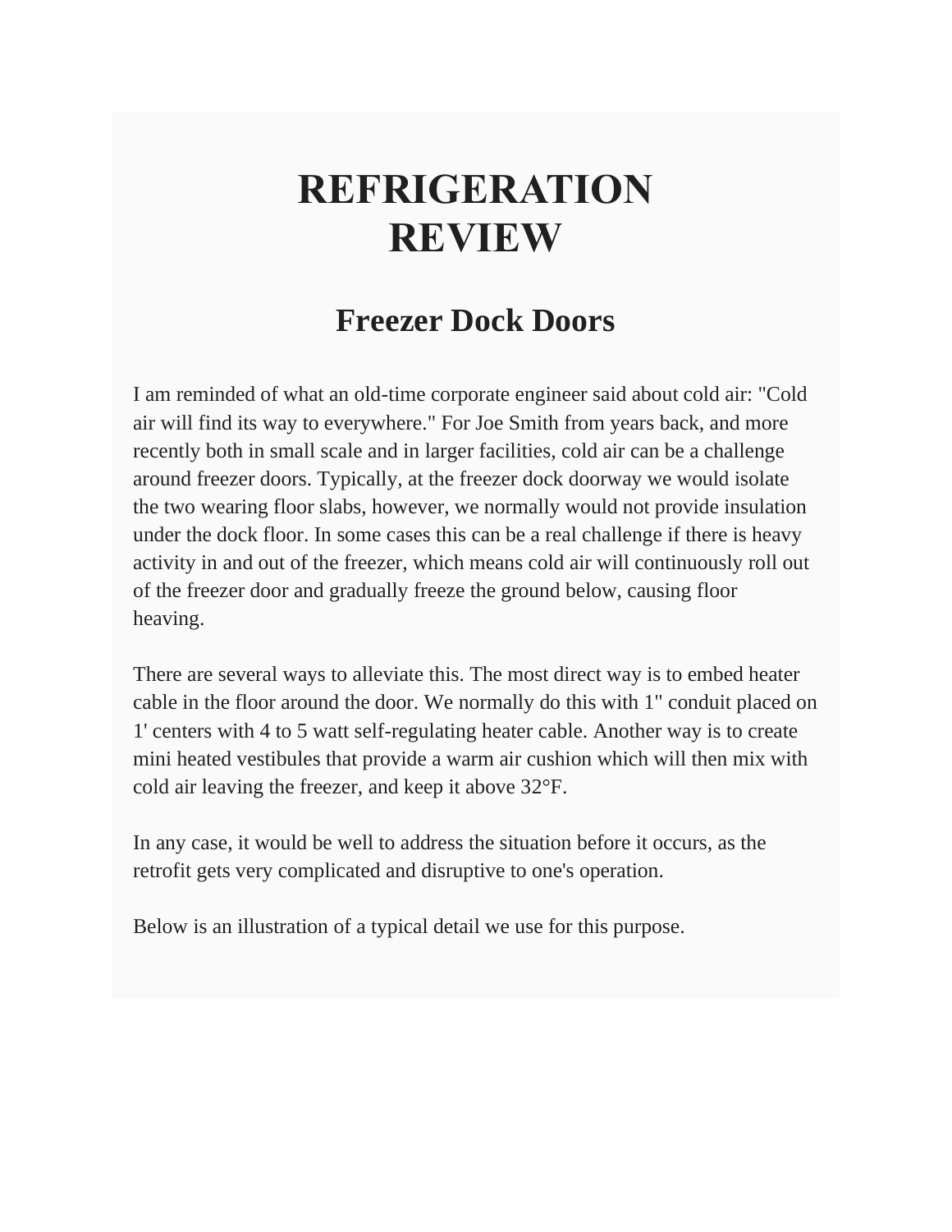# REFRIGERATION REVIEW

## Freezer Dock Doors

I am reminded of what an old-time corporate engineer said about cold air: "Cold air will find its way to everywhere." For Joe Smith from years back, and more recently both in small scale and in larger facilities, cold air can be a challenge around freezer doors. Typically, at the freezer dock doorway we would isolate the two wearing floor slabs, however, we normally would not provide insulation under the dock floor. In some cases this can be a real challenge if there is heavy activity in and out of the freezer, which means cold air will continuously roll out of the freezer door and gradually freeze the ground below, causing floor heaving.

There are several ways to alleviate this. The most direct way is to embed heater cable in the floor around the door. We normally do this with 1" conduit placed on 1' centers with 4 to 5 watt self-regulating heater cable. Another way is to create mini heated vestibules that provide a warm air cushion which will then mix with cold air leaving the freezer, and keep it above 32°F.

In any case, it would be well to address the situation before it occurs, as the retrofit gets very complicated and disruptive to one's operation.

Below is an illustration of a typical detail we use for this purpose.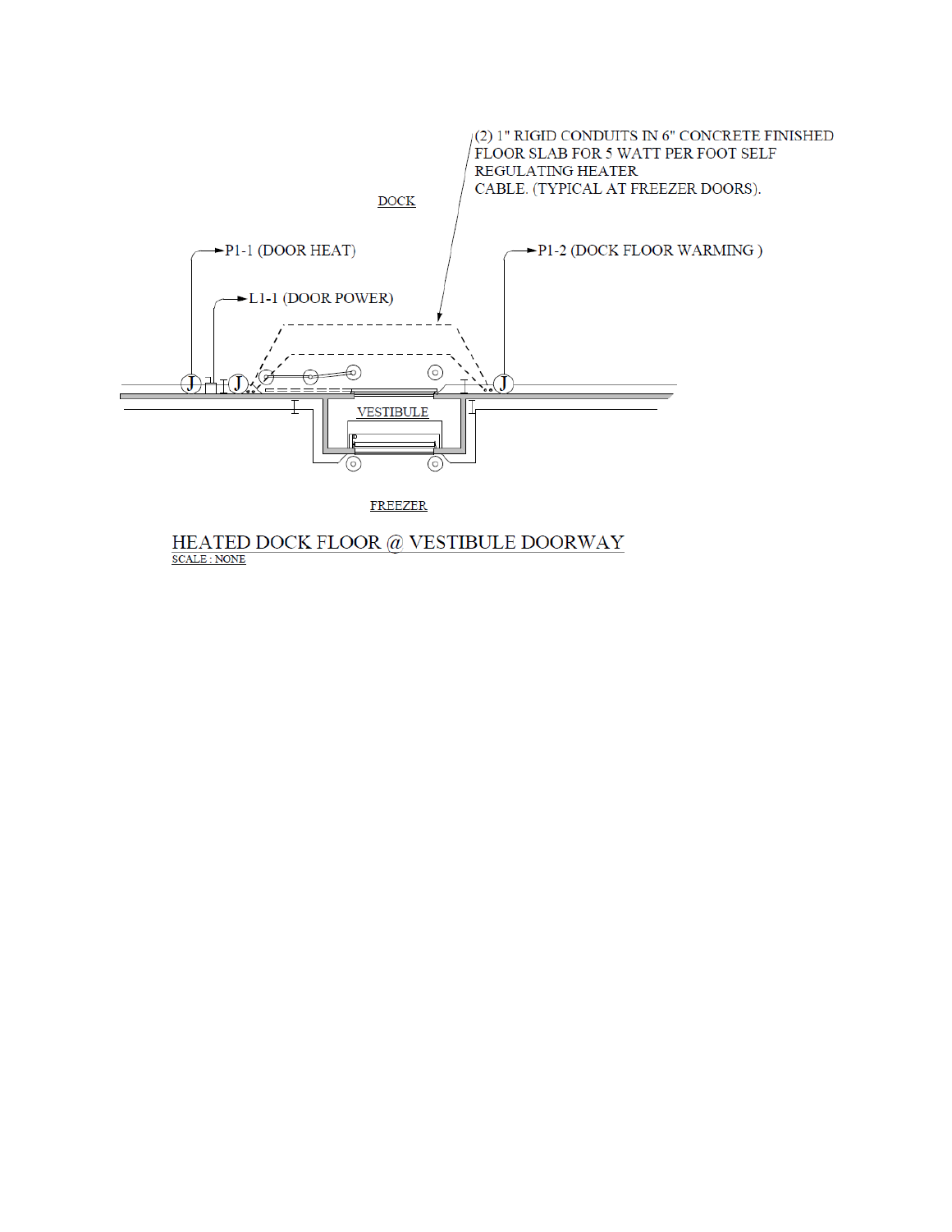(2) 1" RIGID CONDUITS IN 6" CONCRETE FINISHED FLOOR SLAB FOR 5 WATT PER FOOT SELF REGULATING HEATER CABLE. (TYPICAL AT FREEZER DOORS).

DOCK

P1-1 (DOOR HEAT)

P1-2 (DOCK FLOOR WARMING )

L1-1 (DOOR POWER)

J

J

J

VESTIBULE

FREEZER

## HEATED DOCK FLOOR @ VESTIBULE DOORWAY

SCALE : NONE